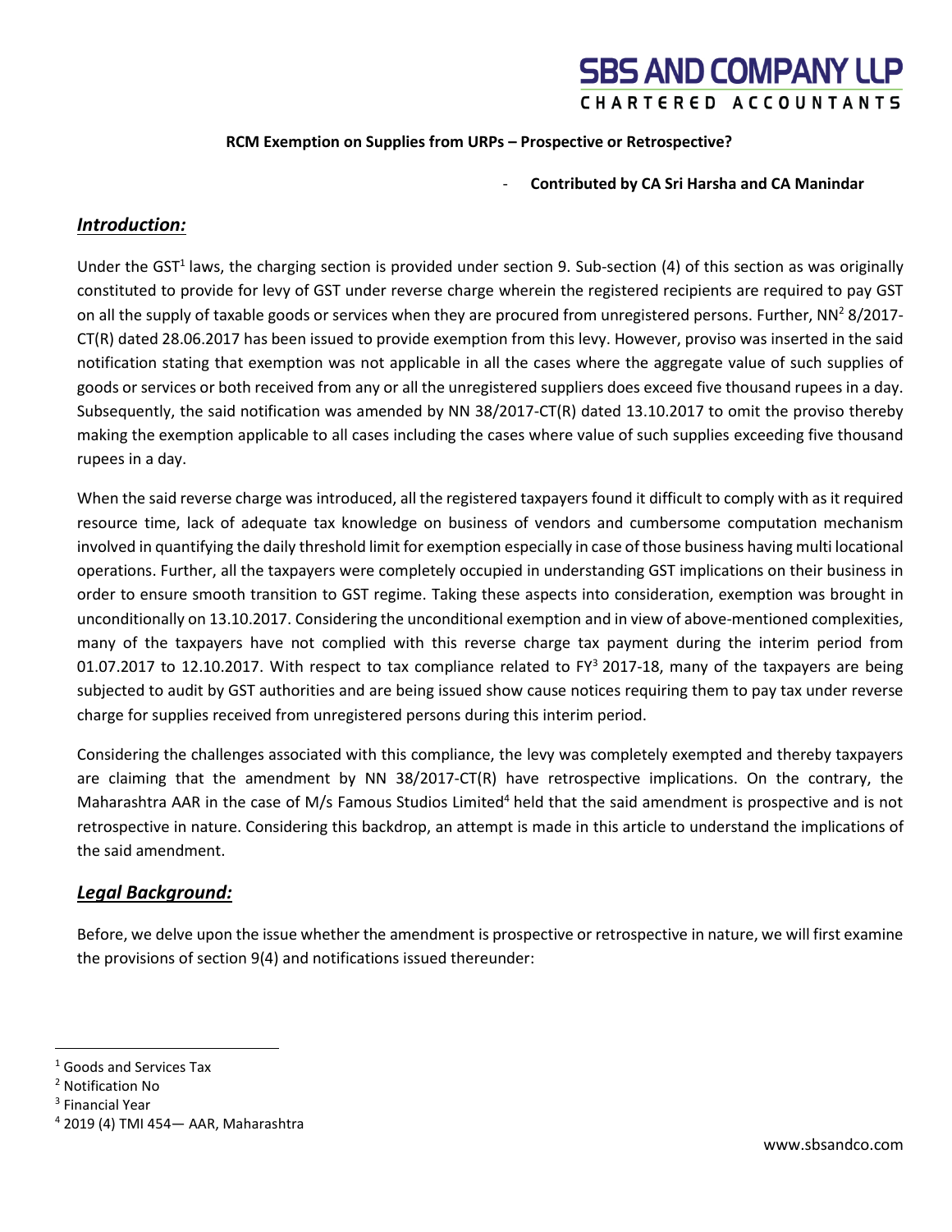**SBS AND COMPANY LLP**
**CHARTERED ACCOUNTANTS**

**RCM Exemption on Supplies from URPs – Prospective or Retrospective?**

- **Contributed by CA Sri Harsha and CA Manindar**

## *Introduction:*

Under the GST[1] laws, the charging section is provided under section 9. Sub-section (4) of this section as was originally constituted to provide for levy of GST under reverse charge wherein the registered recipients are required to pay GST on all the supply of taxable goods or services when they are procured from unregistered persons. Further, NN[2] 8/2017-CT(R) dated 28.06.2017 has been issued to provide exemption from this levy. However, proviso was inserted in the said notification stating that exemption was not applicable in all the cases where the aggregate value of such supplies of goods or services or both received from any or all the unregistered suppliers does exceed five thousand rupees in a day. Subsequently, the said notification was amended by NN 38/2017-CT(R) dated 13.10.2017 to omit the proviso thereby making the exemption applicable to all cases including the cases where value of such supplies exceeding five thousand rupees in a day.

When the said reverse charge was introduced, all the registered taxpayers found it difficult to comply with as it required resource time, lack of adequate tax knowledge on business of vendors and cumbersome computation mechanism involved in quantifying the daily threshold limit for exemption especially in case of those business having multi locational operations. Further, all the taxpayers were completely occupied in understanding GST implications on their business in order to ensure smooth transition to GST regime. Taking these aspects into consideration, exemption was brought in unconditionally on 13.10.2017. Considering the unconditional exemption and in view of above-mentioned complexities, many of the taxpayers have not complied with this reverse charge tax payment during the interim period from 01.07.2017 to 12.10.2017. With respect to tax compliance related to FY[3] 2017-18, many of the taxpayers are being subjected to audit by GST authorities and are being issued show cause notices requiring them to pay tax under reverse charge for supplies received from unregistered persons during this interim period.

Considering the challenges associated with this compliance, the levy was completely exempted and thereby taxpayers are claiming that the amendment by NN 38/2017-CT(R) have retrospective implications. On the contrary, the Maharashtra AAR in the case of M/s Famous Studios Limited[4] held that the said amendment is prospective and is not retrospective in nature. Considering this backdrop, an attempt is made in this article to understand the implications of the said amendment.

## *Legal Background:*

Before, we delve upon the issue whether the amendment is prospective or retrospective in nature, we will first examine the provisions of section 9(4) and notifications issued thereunder:

---

[1] Goods and Services Tax
[2] Notification No
[3] Financial Year
[4] 2019 (4) TMI 454— AAR, Maharashtra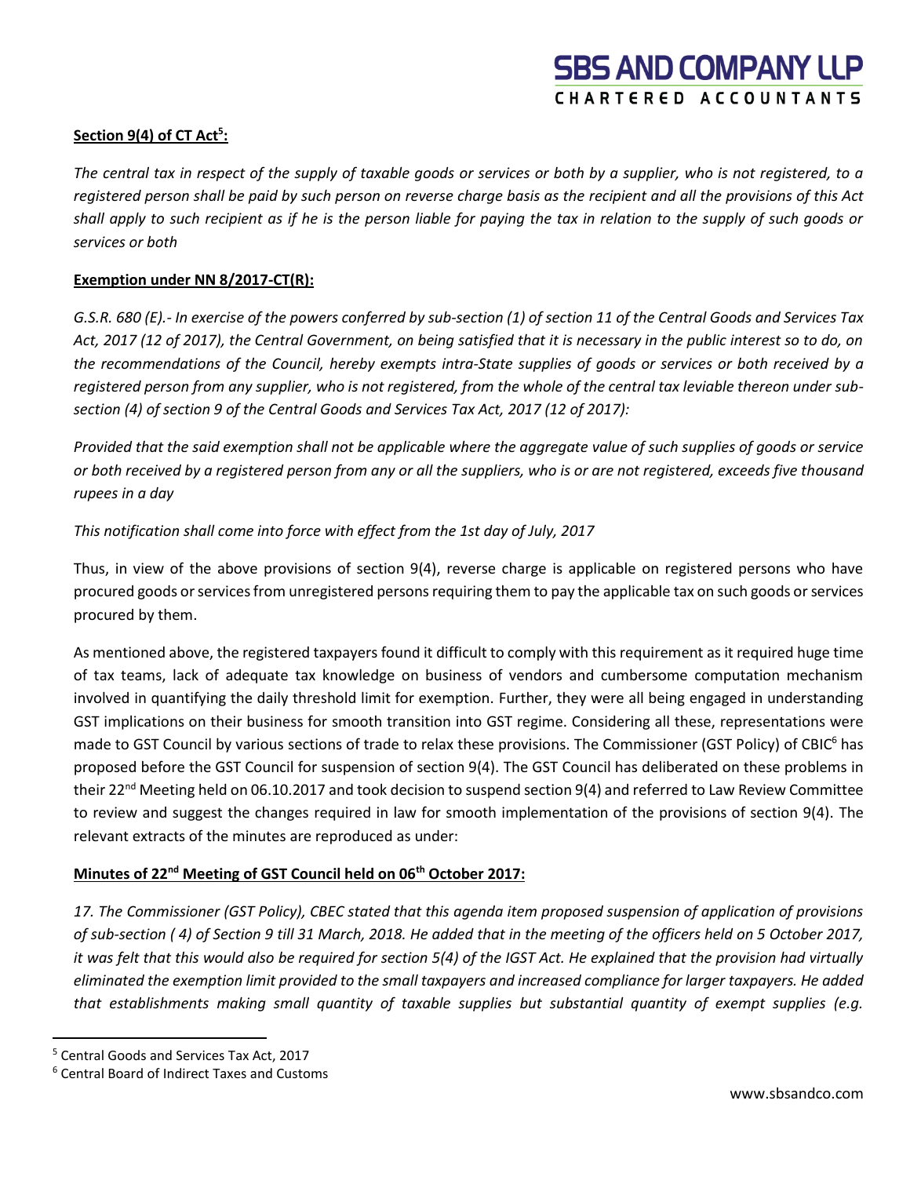**Section 9(4) of CT Act[5]:**

*The central tax in respect of the supply of taxable goods or services or both by a supplier, who is not registered, to a registered person shall be paid by such person on reverse charge basis as the recipient and all the provisions of this Act shall apply to such recipient as if he is the person liable for paying the tax in relation to the supply of such goods or services or both*

**Exemption under NN 8/2017-CT(R):**

*G.S.R. 680 (E).- In exercise of the powers conferred by sub-section (1) of section 11 of the Central Goods and Services Tax Act, 2017 (12 of 2017), the Central Government, on being satisfied that it is necessary in the public interest so to do, on the recommendations of the Council, hereby exempts intra-State supplies of goods or services or both received by a registered person from any supplier, who is not registered, from the whole of the central tax leviable thereon under sub-section (4) of section 9 of the Central Goods and Services Tax Act, 2017 (12 of 2017):*

*Provided that the said exemption shall not be applicable where the aggregate value of such supplies of goods or service or both received by a registered person from any or all the suppliers, who is or are not registered, exceeds five thousand rupees in a day*

*This notification shall come into force with effect from the 1st day of July, 2017*

Thus, in view of the above provisions of section 9(4), reverse charge is applicable on registered persons who have procured goods or services from unregistered persons requiring them to pay the applicable tax on such goods or services procured by them.

As mentioned above, the registered taxpayers found it difficult to comply with this requirement as it required huge time of tax teams, lack of adequate tax knowledge on business of vendors and cumbersome computation mechanism involved in quantifying the daily threshold limit for exemption. Further, they were all being engaged in understanding GST implications on their business for smooth transition into GST regime. Considering all these, representations were made to GST Council by various sections of trade to relax these provisions. The Commissioner (GST Policy) of CBIC[6] has proposed before the GST Council for suspension of section 9(4). The GST Council has deliberated on these problems in their 22nd Meeting held on 06.10.2017 and took decision to suspend section 9(4) and referred to Law Review Committee to review and suggest the changes required in law for smooth implementation of the provisions of section 9(4). The relevant extracts of the minutes are reproduced as under:

**Minutes of 22nd Meeting of GST Council held on 06th October 2017:**

*17. The Commissioner (GST Policy), CBEC stated that this agenda item proposed suspension of application of provisions of sub-section ( 4) of Section 9 till 31 March, 2018. He added that in the meeting of the officers held on 5 October 2017, it was felt that this would also be required for section 5(4) of the IGST Act. He explained that the provision had virtually eliminated the exemption limit provided to the small taxpayers and increased compliance for larger taxpayers. He added that establishments making small quantity of taxable supplies but substantial quantity of exempt supplies (e.g.*

[5] Central Goods and Services Tax Act, 2017

[6] Central Board of Indirect Taxes and Customs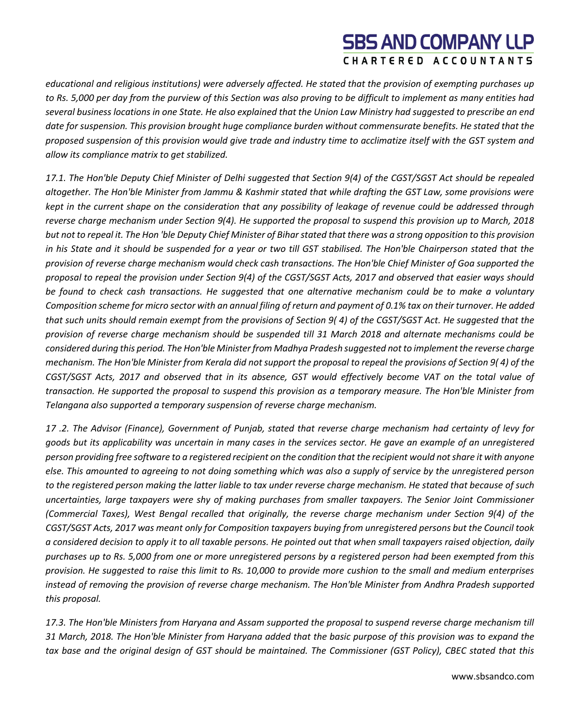*educational and religious institutions) were adversely affected. He stated that the provision of exempting purchases up to Rs. 5,000 per day from the purview of this Section was also proving to be difficult to implement as many entities had several business locations in one State. He also explained that the Union Law Ministry had suggested to prescribe an end date for suspension. This provision brought huge compliance burden without commensurate benefits. He stated that the proposed suspension of this provision would give trade and industry time to acclimatize itself with the GST system and allow its compliance matrix to get stabilized.*

*17.1. The Hon'ble Deputy Chief Minister of Delhi suggested that Section 9(4) of the CGST/SGST Act should be repealed altogether. The Hon'ble Minister from Jammu & Kashmir stated that while drafting the GST Law, some provisions were kept in the current shape on the consideration that any possibility of leakage of revenue could be addressed through reverse charge mechanism under Section 9(4). He supported the proposal to suspend this provision up to March, 2018 but not to repeal it. The Hon 'ble Deputy Chief Minister of Bihar stated that there was a strong opposition to this provision in his State and it should be suspended for a year or two till GST stabilised. The Hon'ble Chairperson stated that the provision of reverse charge mechanism would check cash transactions. The Hon'ble Chief Minister of Goa supported the proposal to repeal the provision under Section 9(4) of the CGST/SGST Acts, 2017 and observed that easier ways should be found to check cash transactions. He suggested that one alternative mechanism could be to make a voluntary Composition scheme for micro sector with an annual filing of return and payment of 0.1% tax on their turnover. He added that such units should remain exempt from the provisions of Section 9( 4) of the CGST/SGST Act. He suggested that the provision of reverse charge mechanism should be suspended till 31 March 2018 and alternate mechanisms could be considered during this period. The Hon'ble Minister from Madhya Pradesh suggested not to implement the reverse charge mechanism. The Hon'ble Minister from Kerala did not support the proposal to repeal the provisions of Section 9( 4) of the CGST/SGST Acts, 2017 and observed that in its absence, GST would effectively become VAT on the total value of transaction. He supported the proposal to suspend this provision as a temporary measure. The Hon'ble Minister from Telangana also supported a temporary suspension of reverse charge mechanism.*

*17 .2. The Advisor (Finance), Government of Punjab, stated that reverse charge mechanism had certainty of levy for goods but its applicability was uncertain in many cases in the services sector. He gave an example of an unregistered person providing free software to a registered recipient on the condition that the recipient would not share it with anyone else. This amounted to agreeing to not doing something which was also a supply of service by the unregistered person to the registered person making the latter liable to tax under reverse charge mechanism. He stated that because of such uncertainties, large taxpayers were shy of making purchases from smaller taxpayers. The Senior Joint Commissioner (Commercial Taxes), West Bengal recalled that originally, the reverse charge mechanism under Section 9(4) of the CGST/SGST Acts, 2017 was meant only for Composition taxpayers buying from unregistered persons but the Council took a considered decision to apply it to all taxable persons. He pointed out that when small taxpayers raised objection, daily purchases up to Rs. 5,000 from one or more unregistered persons by a registered person had been exempted from this provision. He suggested to raise this limit to Rs. 10,000 to provide more cushion to the small and medium enterprises instead of removing the provision of reverse charge mechanism. The Hon'ble Minister from Andhra Pradesh supported this proposal.*

*17.3. The Hon'ble Ministers from Haryana and Assam supported the proposal to suspend reverse charge mechanism till 31 March, 2018. The Hon'ble Minister from Haryana added that the basic purpose of this provision was to expand the tax base and the original design of GST should be maintained. The Commissioner (GST Policy), CBEC stated that this*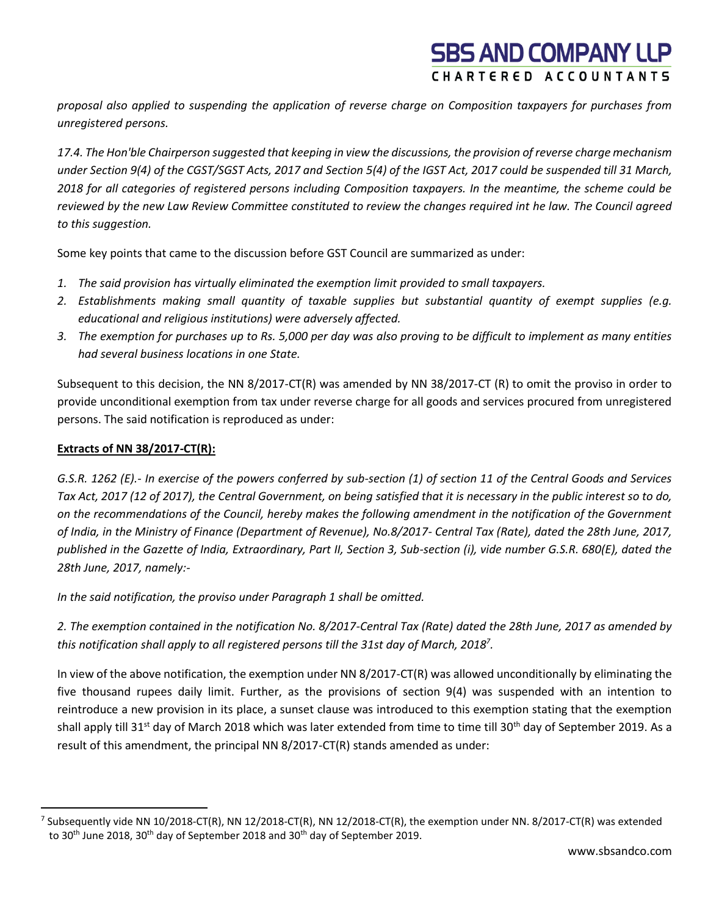*proposal also applied to suspending the application of reverse charge on Composition taxpayers for purchases from unregistered persons.*

*17.4. The Hon'ble Chairperson suggested that keeping in view the discussions, the provision of reverse charge mechanism under Section 9(4) of the CGST/SGST Acts, 2017 and Section 5(4) of the IGST Act, 2017 could be suspended till 31 March, 2018 for all categories of registered persons including Composition taxpayers. In the meantime, the scheme could be reviewed by the new Law Review Committee constituted to review the changes required int he law. The Council agreed to this suggestion.*

Some key points that came to the discussion before GST Council are summarized as under:

1. *The said provision has virtually eliminated the exemption limit provided to small taxpayers.*
2. *Establishments making small quantity of taxable supplies but substantial quantity of exempt supplies (e.g. educational and religious institutions) were adversely affected.*
3. *The exemption for purchases up to Rs. 5,000 per day was also proving to be difficult to implement as many entities had several business locations in one State.*

Subsequent to this decision, the NN 8/2017-CT(R) was amended by NN 38/2017-CT (R) to omit the proviso in order to provide unconditional exemption from tax under reverse charge for all goods and services procured from unregistered persons. The said notification is reproduced as under:

**Extracts of NN 38/2017-CT(R):**

*G.S.R. 1262 (E).- In exercise of the powers conferred by sub-section (1) of section 11 of the Central Goods and Services Tax Act, 2017 (12 of 2017), the Central Government, on being satisfied that it is necessary in the public interest so to do, on the recommendations of the Council, hereby makes the following amendment in the notification of the Government of India, in the Ministry of Finance (Department of Revenue), No.8/2017- Central Tax (Rate), dated the 28th June, 2017, published in the Gazette of India, Extraordinary, Part II, Section 3, Sub-section (i), vide number G.S.R. 680(E), dated the 28th June, 2017, namely:-*

*In the said notification, the proviso under Paragraph 1 shall be omitted.*

*2. The exemption contained in the notification No. 8/2017-Central Tax (Rate) dated the 28th June, 2017 as amended by this notification shall apply to all registered persons till the 31st day of March, 2018*[7].

In view of the above notification, the exemption under NN 8/2017-CT(R) was allowed unconditionally by eliminating the five thousand rupees daily limit. Further, as the provisions of section 9(4) was suspended with an intention to reintroduce a new provision in its place, a sunset clause was introduced to this exemption stating that the exemption shall apply till 31st day of March 2018 which was later extended from time to time till 30th day of September 2019. As a result of this amendment, the principal NN 8/2017-CT(R) stands amended as under:

[7] Subsequently vide NN 10/2018-CT(R), NN 12/2018-CT(R), NN 12/2018-CT(R), the exemption under NN. 8/2017-CT(R) was extended to 30th June 2018, 30th day of September 2018 and 30th day of September 2019.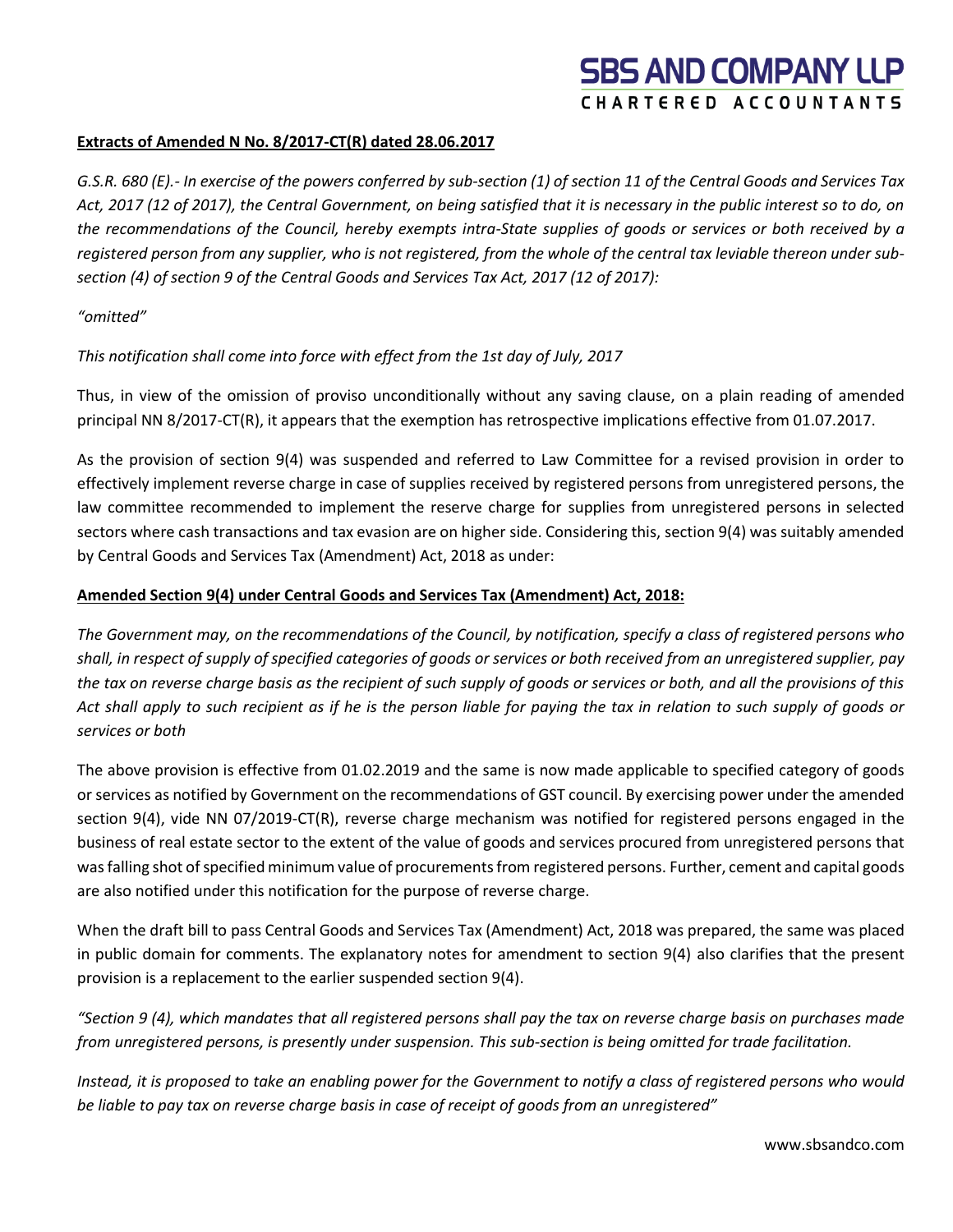**Extracts of Amended N No. 8/2017-CT(R) dated 28.06.2017**

*G.S.R. 680 (E).- In exercise of the powers conferred by sub-section (1) of section 11 of the Central Goods and Services Tax Act, 2017 (12 of 2017), the Central Government, on being satisfied that it is necessary in the public interest so to do, on the recommendations of the Council, hereby exempts intra-State supplies of goods or services or both received by a registered person from any supplier, who is not registered, from the whole of the central tax leviable thereon under sub-section (4) of section 9 of the Central Goods and Services Tax Act, 2017 (12 of 2017):*

*"omitted"*

*This notification shall come into force with effect from the 1st day of July, 2017*

Thus, in view of the omission of proviso unconditionally without any saving clause, on a plain reading of amended principal NN 8/2017-CT(R), it appears that the exemption has retrospective implications effective from 01.07.2017.

As the provision of section 9(4) was suspended and referred to Law Committee for a revised provision in order to effectively implement reverse charge in case of supplies received by registered persons from unregistered persons, the law committee recommended to implement the reserve charge for supplies from unregistered persons in selected sectors where cash transactions and tax evasion are on higher side. Considering this, section 9(4) was suitably amended by Central Goods and Services Tax (Amendment) Act, 2018 as under:

**Amended Section 9(4) under Central Goods and Services Tax (Amendment) Act, 2018:**

*The Government may, on the recommendations of the Council, by notification, specify a class of registered persons who shall, in respect of supply of specified categories of goods or services or both received from an unregistered supplier, pay the tax on reverse charge basis as the recipient of such supply of goods or services or both, and all the provisions of this Act shall apply to such recipient as if he is the person liable for paying the tax in relation to such supply of goods or services or both*

The above provision is effective from 01.02.2019 and the same is now made applicable to specified category of goods or services as notified by Government on the recommendations of GST council. By exercising power under the amended section 9(4), vide NN 07/2019-CT(R), reverse charge mechanism was notified for registered persons engaged in the business of real estate sector to the extent of the value of goods and services procured from unregistered persons that was falling shot of specified minimum value of procurements from registered persons. Further, cement and capital goods are also notified under this notification for the purpose of reverse charge.

When the draft bill to pass Central Goods and Services Tax (Amendment) Act, 2018 was prepared, the same was placed in public domain for comments. The explanatory notes for amendment to section 9(4) also clarifies that the present provision is a replacement to the earlier suspended section 9(4).

*"Section 9 (4), which mandates that all registered persons shall pay the tax on reverse charge basis on purchases made from unregistered persons, is presently under suspension. This sub-section is being omitted for trade facilitation.*

*Instead, it is proposed to take an enabling power for the Government to notify a class of registered persons who would be liable to pay tax on reverse charge basis in case of receipt of goods from an unregistered"*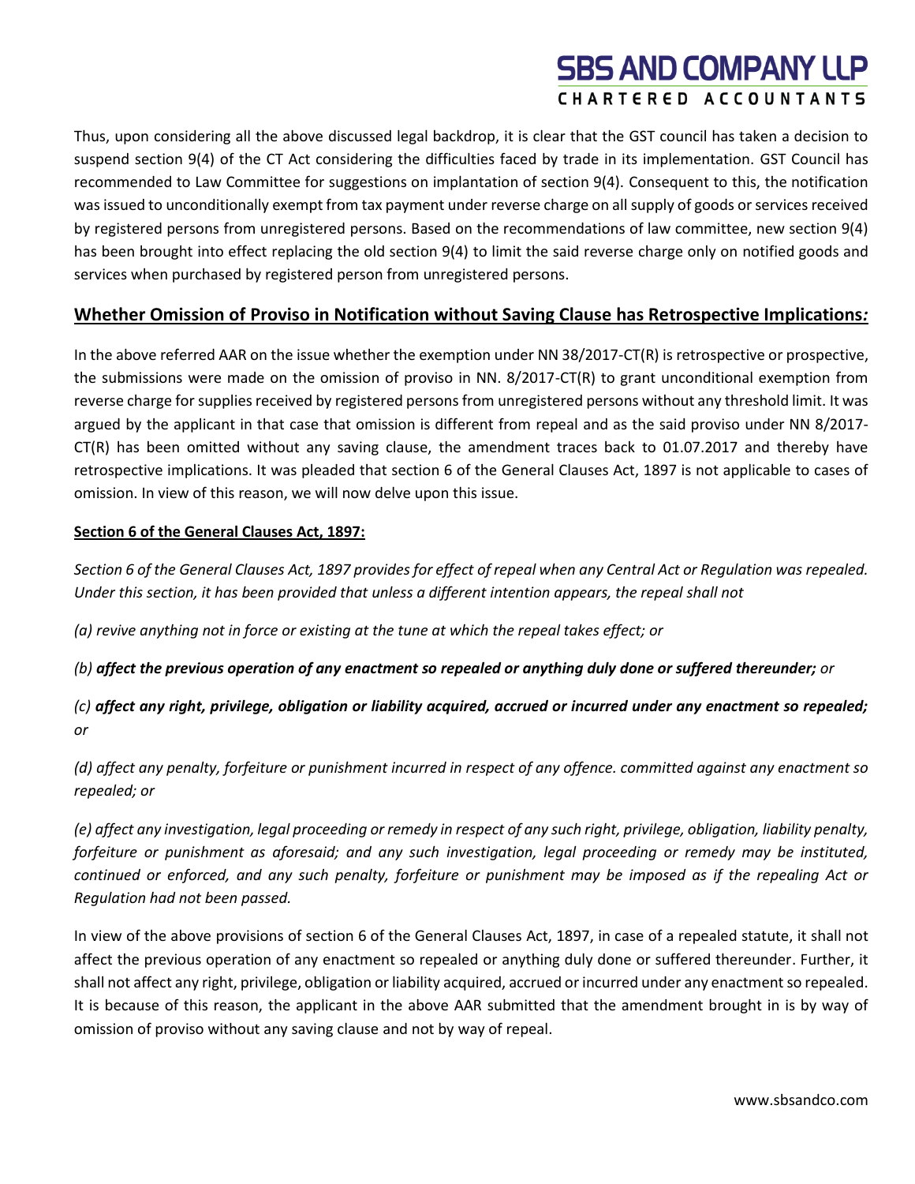Thus, upon considering all the above discussed legal backdrop, it is clear that the GST council has taken a decision to suspend section 9(4) of the CT Act considering the difficulties faced by trade in its implementation. GST Council has recommended to Law Committee for suggestions on implantation of section 9(4). Consequent to this, the notification was issued to unconditionally exempt from tax payment under reverse charge on all supply of goods or services received by registered persons from unregistered persons. Based on the recommendations of law committee, new section 9(4) has been brought into effect replacing the old section 9(4) to limit the said reverse charge only on notified goods and services when purchased by registered person from unregistered persons.

## **Whether Omission of Proviso in Notification without Saving Clause has Retrospective Implications*:***

In the above referred AAR on the issue whether the exemption under NN 38/2017-CT(R) is retrospective or prospective, the submissions were made on the omission of proviso in NN. 8/2017-CT(R) to grant unconditional exemption from reverse charge for supplies received by registered persons from unregistered persons without any threshold limit. It was argued by the applicant in that case that omission is different from repeal and as the said proviso under NN 8/2017-CT(R) has been omitted without any saving clause, the amendment traces back to 01.07.2017 and thereby have retrospective implications. It was pleaded that section 6 of the General Clauses Act, 1897 is not applicable to cases of omission. In view of this reason, we will now delve upon this issue.

**Section 6 of the General Clauses Act, 1897:**

*Section 6 of the General Clauses Act, 1897 provides for effect of repeal when any Central Act or Regulation was repealed. Under this section, it has been provided that unless a different intention appears, the repeal shall not*

*(a) revive anything not in force or existing at the tune at which the repeal takes effect; or*

*(b) **affect the previous operation of any enactment so repealed or anything duly done or suffered thereunder;** or*

*(c) **affect any right, privilege, obligation or liability acquired, accrued or incurred under any enactment so repealed;** or*

*(d) affect any penalty, forfeiture or punishment incurred in respect of any offence. committed against any enactment so repealed; or*

*(e) affect any investigation, legal proceeding or remedy in respect of any such right, privilege, obligation, liability penalty, forfeiture or punishment as aforesaid; and any such investigation, legal proceeding or remedy may be instituted, continued or enforced, and any such penalty, forfeiture or punishment may be imposed as if the repealing Act or Regulation had not been passed.*

In view of the above provisions of section 6 of the General Clauses Act, 1897, in case of a repealed statute, it shall not affect the previous operation of any enactment so repealed or anything duly done or suffered thereunder. Further, it shall not affect any right, privilege, obligation or liability acquired, accrued or incurred under any enactment so repealed. It is because of this reason, the applicant in the above AAR submitted that the amendment brought in is by way of omission of proviso without any saving clause and not by way of repeal.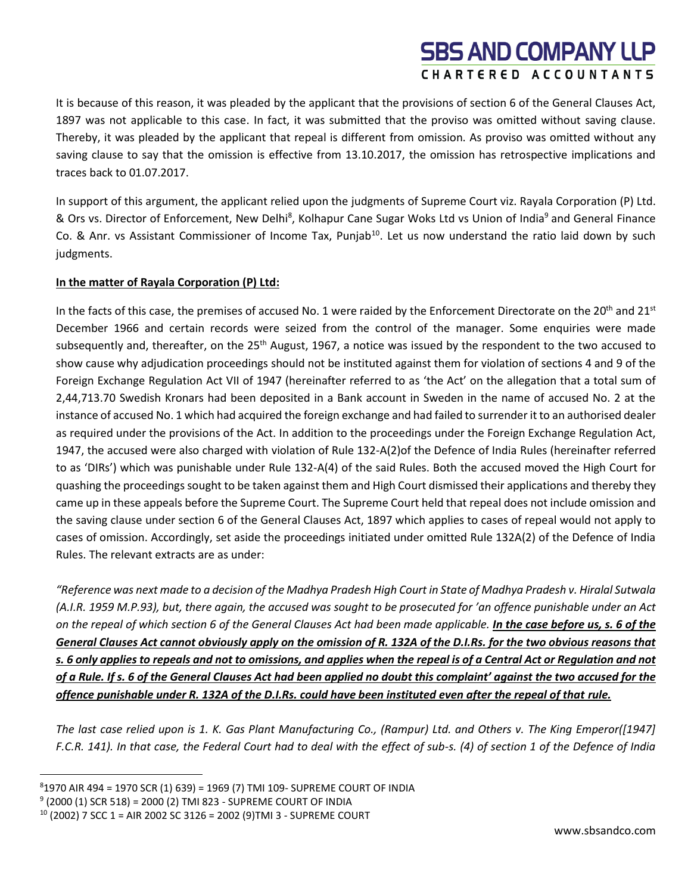It is because of this reason, it was pleaded by the applicant that the provisions of section 6 of the General Clauses Act, 1897 was not applicable to this case. In fact, it was submitted that the proviso was omitted without saving clause. Thereby, it was pleaded by the applicant that repeal is different from omission. As proviso was omitted without any saving clause to say that the omission is effective from 13.10.2017, the omission has retrospective implications and traces back to 01.07.2017.

In support of this argument, the applicant relied upon the judgments of Supreme Court viz. Rayala Corporation (P) Ltd. & Ors vs. Director of Enforcement, New Delhi[8], Kolhapur Cane Sugar Woks Ltd vs Union of India[9] and General Finance Co. & Anr. vs Assistant Commissioner of Income Tax, Punjab[10]. Let us now understand the ratio laid down by such judgments.

**In the matter of Rayala Corporation (P) Ltd:**

In the facts of this case, the premises of accused No. 1 were raided by the Enforcement Directorate on the 20th and 21st December 1966 and certain records were seized from the control of the manager. Some enquiries were made subsequently and, thereafter, on the 25th August, 1967, a notice was issued by the respondent to the two accused to show cause why adjudication proceedings should not be instituted against them for violation of sections 4 and 9 of the Foreign Exchange Regulation Act VII of 1947 (hereinafter referred to as 'the Act' on the allegation that a total sum of 2,44,713.70 Swedish Kronars had been deposited in a Bank account in Sweden in the name of accused No. 2 at the instance of accused No. 1 which had acquired the foreign exchange and had failed to surrender it to an authorised dealer as required under the provisions of the Act. In addition to the proceedings under the Foreign Exchange Regulation Act, 1947, the accused were also charged with violation of Rule 132-A(2)of the Defence of India Rules (hereinafter referred to as 'DIRs') which was punishable under Rule 132-A(4) of the said Rules. Both the accused moved the High Court for quashing the proceedings sought to be taken against them and High Court dismissed their applications and thereby they came up in these appeals before the Supreme Court. The Supreme Court held that repeal does not include omission and the saving clause under section 6 of the General Clauses Act, 1897 which applies to cases of repeal would not apply to cases of omission. Accordingly, set aside the proceedings initiated under omitted Rule 132A(2) of the Defence of India Rules. The relevant extracts are as under:

*"Reference was next made to a decision of the Madhya Pradesh High Court in State of Madhya Pradesh v. Hiralal Sutwala (A.I.R. 1959 M.P.93), but, there again, the accused was sought to be prosecuted for 'an offence punishable under an Act on the repeal of which section 6 of the General Clauses Act had been made applicable.* ***In the case before us, s. 6 of the General Clauses Act cannot obviously apply on the omission of R. 132A of the D.I.Rs. for the two obvious reasons that s. 6 only applies to repeals and not to omissions, and applies when the repeal is of a Central Act or Regulation and not of a Rule. If s. 6 of the General Clauses Act had been applied no doubt this complaint' against the two accused for the offence punishable under R. 132A of the D.I.Rs. could have been instituted even after the repeal of that rule.***

*The last case relied upon is 1. K. Gas Plant Manufacturing Co., (Rampur) Ltd. and Others v. The King Emperor([1947] F.C.R. 141). In that case, the Federal Court had to deal with the effect of sub-s. (4) of section 1 of the Defence of India*

---

[8] 1970 AIR 494 = 1970 SCR (1) 639) = 1969 (7) TMI 109- SUPREME COURT OF INDIA

[9] (2000 (1) SCR 518) = 2000 (2) TMI 823 - SUPREME COURT OF INDIA

[10] (2002) 7 SCC 1 = AIR 2002 SC 3126 = 2002 (9)TMI 3 - SUPREME COURT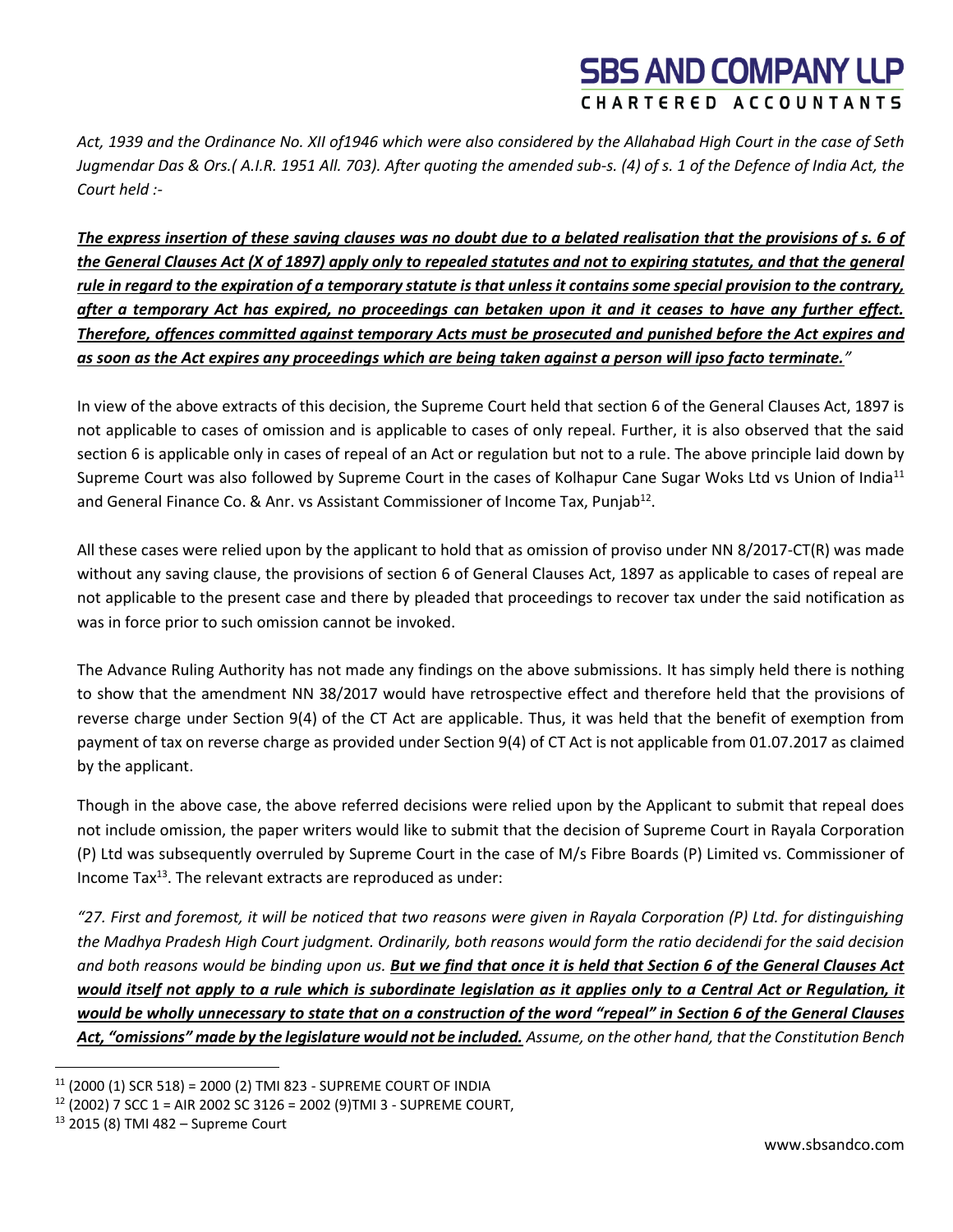*Act, 1939 and the Ordinance No. XII of1946 which were also considered by the Allahabad High Court in the case of Seth Jugmendar Das & Ors.( A.I.R. 1951 All. 703). After quoting the amended sub-s. (4) of s. 1 of the Defence of India Act, the Court held :-*

***The express insertion of these saving clauses was no doubt due to a belated realisation that the provisions of s. 6 of the General Clauses Act (X of 1897) apply only to repealed statutes and not to expiring statutes, and that the general rule in regard to the expiration of a temporary statute is that unless it contains some special provision to the contrary, after a temporary Act has expired, no proceedings can betaken upon it and it ceases to have any further effect. Therefore, offences committed against temporary Acts must be prosecuted and punished before the Act expires and as soon as the Act expires any proceedings which are being taken against a person will ipso facto terminate.****"*

In view of the above extracts of this decision, the Supreme Court held that section 6 of the General Clauses Act, 1897 is not applicable to cases of omission and is applicable to cases of only repeal. Further, it is also observed that the said section 6 is applicable only in cases of repeal of an Act or regulation but not to a rule. The above principle laid down by Supreme Court was also followed by Supreme Court in the cases of Kolhapur Cane Sugar Woks Ltd vs Union of India[11] and General Finance Co. & Anr. vs Assistant Commissioner of Income Tax, Punjab[12].

All these cases were relied upon by the applicant to hold that as omission of proviso under NN 8/2017-CT(R) was made without any saving clause, the provisions of section 6 of General Clauses Act, 1897 as applicable to cases of repeal are not applicable to the present case and there by pleaded that proceedings to recover tax under the said notification as was in force prior to such omission cannot be invoked.

The Advance Ruling Authority has not made any findings on the above submissions. It has simply held there is nothing to show that the amendment NN 38/2017 would have retrospective effect and therefore held that the provisions of reverse charge under Section 9(4) of the CT Act are applicable. Thus, it was held that the benefit of exemption from payment of tax on reverse charge as provided under Section 9(4) of CT Act is not applicable from 01.07.2017 as claimed by the applicant.

Though in the above case, the above referred decisions were relied upon by the Applicant to submit that repeal does not include omission, the paper writers would like to submit that the decision of Supreme Court in Rayala Corporation (P) Ltd was subsequently overruled by Supreme Court in the case of M/s Fibre Boards (P) Limited vs. Commissioner of Income Tax[13]. The relevant extracts are reproduced as under:

*"27. First and foremost, it will be noticed that two reasons were given in Rayala Corporation (P) Ltd. for distinguishing the Madhya Pradesh High Court judgment. Ordinarily, both reasons would form the ratio decidendi for the said decision and both reasons would be binding upon us.* ***But we find that once it is held that Section 6 of the General Clauses Act would itself not apply to a rule which is subordinate legislation as it applies only to a Central Act or Regulation, it would be wholly unnecessary to state that on a construction of the word "repeal" in Section 6 of the General Clauses Act, "omissions" made by the legislature would not be included.*** *Assume, on the other hand, that the Constitution Bench*

[11] (2000 (1) SCR 518) = 2000 (2) TMI 823 - SUPREME COURT OF INDIA

[12] (2002) 7 SCC 1 = AIR 2002 SC 3126 = 2002 (9)TMI 3 - SUPREME COURT,

[13] 2015 (8) TMI 482 – Supreme Court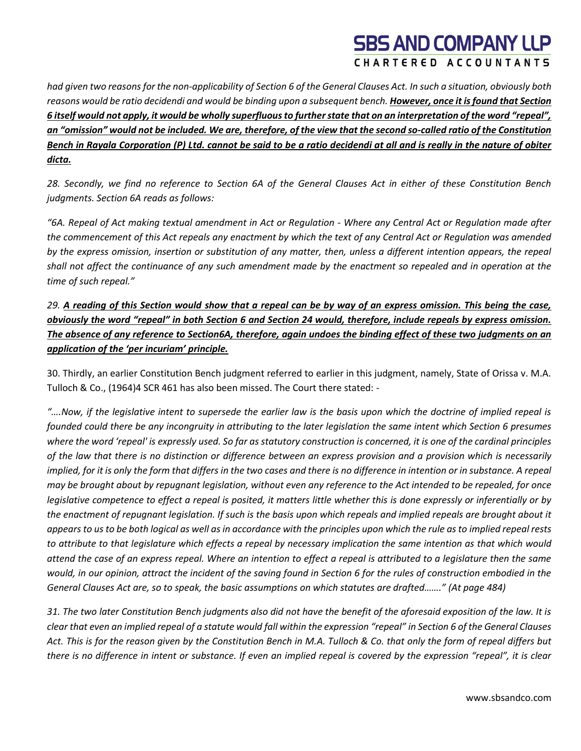*had given two reasons for the non-applicability of Section 6 of the General Clauses Act. In such a situation, obviously both reasons would be ratio decidendi and would be binding upon a subsequent bench.* ***<u>However, once it is found that Section 6 itself would not apply, it would be wholly superfluous to further state that on an interpretation of the word "repeal", an "omission" would not be included. We are, therefore, of the view that the second so-called ratio of the Constitution Bench in Rayala Corporation (P) Ltd. cannot be said to be a ratio decidendi at all and is really in the nature of obiter dicta.</u>***

*28. Secondly, we find no reference to Section 6A of the General Clauses Act in either of these Constitution Bench judgments. Section 6A reads as follows:*

*"6A. Repeal of Act making textual amendment in Act or Regulation - Where any Central Act or Regulation made after the commencement of this Act repeals any enactment by which the text of any Central Act or Regulation was amended by the express omission, insertion or substitution of any matter, then, unless a different intention appears, the repeal shall not affect the continuance of any such amendment made by the enactment so repealed and in operation at the time of such repeal."*

***29. <u>A reading of this Section would show that a repeal can be by way of an express omission. This being the case, obviously the word "repeal" in both Section 6 and Section 24 would, therefore, include repeals by express omission. The absence of any reference to Section6A, therefore, again undoes the binding effect of these two judgments on an application of the 'per incuriam' principle.</u>***

30. Thirdly, an earlier Constitution Bench judgment referred to earlier in this judgment, namely, State of Orissa v. M.A. Tulloch & Co., (1964)4 SCR 461 has also been missed. The Court there stated: -

*"….Now, if the legislative intent to supersede the earlier law is the basis upon which the doctrine of implied repeal is founded could there be any incongruity in attributing to the later legislation the same intent which Section 6 presumes where the word 'repeal' is expressly used. So far as statutory construction is concerned, it is one of the cardinal principles of the law that there is no distinction or difference between an express provision and a provision which is necessarily implied, for it is only the form that differs in the two cases and there is no difference in intention or in substance. A repeal may be brought about by repugnant legislation, without even any reference to the Act intended to be repealed, for once legislative competence to effect a repeal is posited, it matters little whether this is done expressly or inferentially or by the enactment of repugnant legislation. If such is the basis upon which repeals and implied repeals are brought about it appears to us to be both logical as well as in accordance with the principles upon which the rule as to implied repeal rests to attribute to that legislature which effects a repeal by necessary implication the same intention as that which would attend the case of an express repeal. Where an intention to effect a repeal is attributed to a legislature then the same would, in our opinion, attract the incident of the saving found in Section 6 for the rules of construction embodied in the General Clauses Act are, so to speak, the basic assumptions on which statutes are drafted……." (At page 484)*

*31. The two later Constitution Bench judgments also did not have the benefit of the aforesaid exposition of the law. It is clear that even an implied repeal of a statute would fall within the expression "repeal" in Section 6 of the General Clauses Act. This is for the reason given by the Constitution Bench in M.A. Tulloch & Co. that only the form of repeal differs but there is no difference in intent or substance. If even an implied repeal is covered by the expression "repeal", it is clear*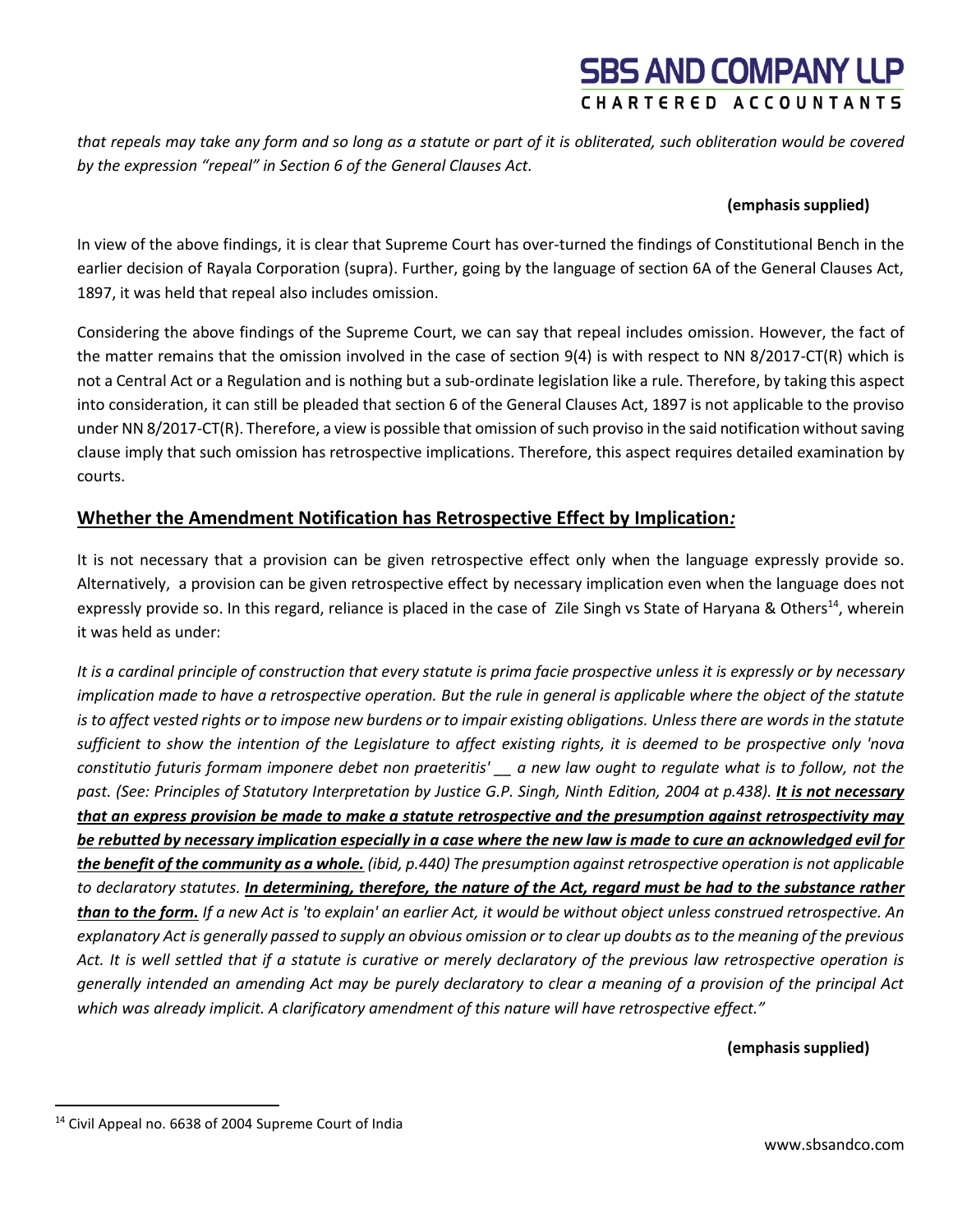*that repeals may take any form and so long as a statute or part of it is obliterated, such obliteration would be covered by the expression "repeal" in Section 6 of the General Clauses Act.*

**(emphasis supplied)**

In view of the above findings, it is clear that Supreme Court has over-turned the findings of Constitutional Bench in the earlier decision of Rayala Corporation (supra). Further, going by the language of section 6A of the General Clauses Act, 1897, it was held that repeal also includes omission.

Considering the above findings of the Supreme Court, we can say that repeal includes omission. However, the fact of the matter remains that the omission involved in the case of section 9(4) is with respect to NN 8/2017-CT(R) which is not a Central Act or a Regulation and is nothing but a sub-ordinate legislation like a rule. Therefore, by taking this aspect into consideration, it can still be pleaded that section 6 of the General Clauses Act, 1897 is not applicable to the proviso under NN 8/2017-CT(R). Therefore, a view is possible that omission of such proviso in the said notification without saving clause imply that such omission has retrospective implications. Therefore, this aspect requires detailed examination by courts.

## <u>Whether the Amendment Notification has Retrospective Effect by Implication*:*</u>

It is not necessary that a provision can be given retrospective effect only when the language expressly provide so. Alternatively, a provision can be given retrospective effect by necessary implication even when the language does not expressly provide so. In this regard, reliance is placed in the case of Zile Singh vs State of Haryana & Others[14], wherein it was held as under:

*It is a cardinal principle of construction that every statute is prima facie prospective unless it is expressly or by necessary implication made to have a retrospective operation. But the rule in general is applicable where the object of the statute is to affect vested rights or to impose new burdens or to impair existing obligations. Unless there are words in the statute sufficient to show the intention of the Legislature to affect existing rights, it is deemed to be prospective only 'nova constitutio futuris formam imponere debet non praeteritis' __ a new law ought to regulate what is to follow, not the past. (See: Principles of Statutory Interpretation by Justice G.P. Singh, Ninth Edition, 2004 at p.438).* ***<u>It is not necessary that an express provision be made to make a statute retrospective and the presumption against retrospectivity may be rebutted by necessary implication especially in a case where the new law is made to cure an acknowledged evil for the benefit of the community as a whole.</u>*** *(ibid, p.440) The presumption against retrospective operation is not applicable to declaratory statutes.* ***<u>In determining, therefore, the nature of the Act, regard must be had to the substance rather than to the form.</u>*** *If a new Act is 'to explain' an earlier Act, it would be without object unless construed retrospective. An explanatory Act is generally passed to supply an obvious omission or to clear up doubts as to the meaning of the previous Act. It is well settled that if a statute is curative or merely declaratory of the previous law retrospective operation is generally intended an amending Act may be purely declaratory to clear a meaning of a provision of the principal Act which was already implicit. A clarificatory amendment of this nature will have retrospective effect."*

**(emphasis supplied)**

---

[14] Civil Appeal no. 6638 of 2004 Supreme Court of India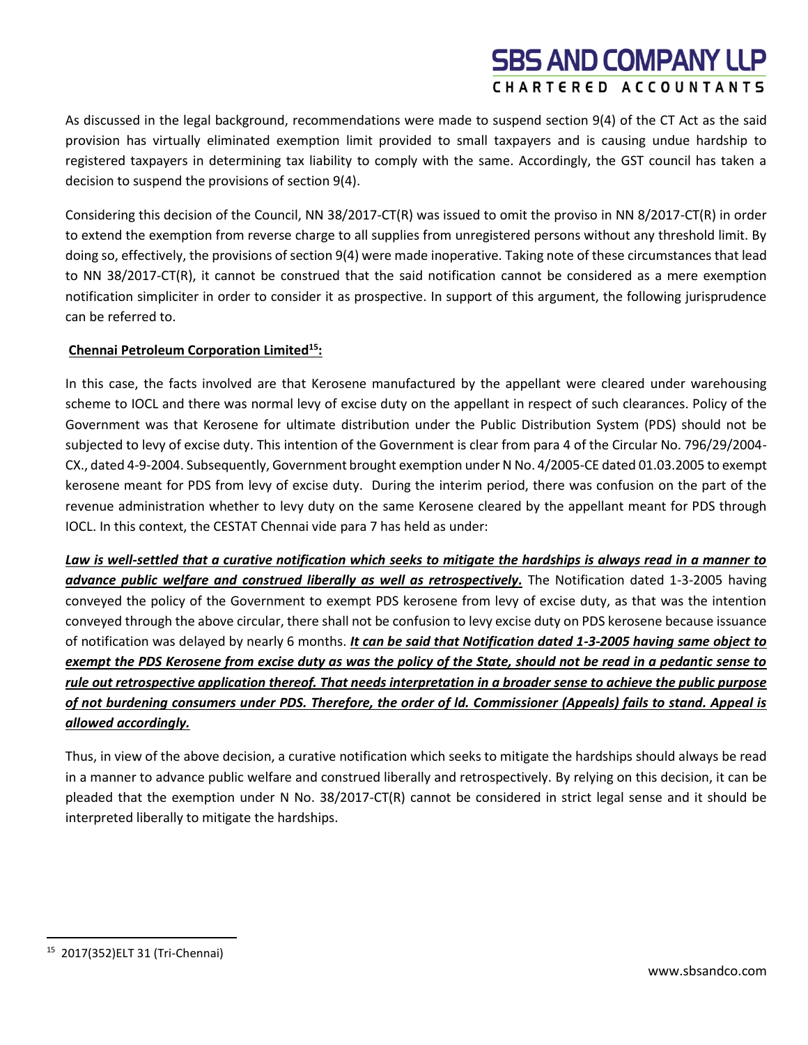As discussed in the legal background, recommendations were made to suspend section 9(4) of the CT Act as the said provision has virtually eliminated exemption limit provided to small taxpayers and is causing undue hardship to registered taxpayers in determining tax liability to comply with the same. Accordingly, the GST council has taken a decision to suspend the provisions of section 9(4).

Considering this decision of the Council, NN 38/2017-CT(R) was issued to omit the proviso in NN 8/2017-CT(R) in order to extend the exemption from reverse charge to all supplies from unregistered persons without any threshold limit. By doing so, effectively, the provisions of section 9(4) were made inoperative. Taking note of these circumstances that lead to NN 38/2017-CT(R), it cannot be construed that the said notification cannot be considered as a mere exemption notification simpliciter in order to consider it as prospective. In support of this argument, the following jurisprudence can be referred to.

**Chennai Petroleum Corporation Limited[15]:**

In this case, the facts involved are that Kerosene manufactured by the appellant were cleared under warehousing scheme to IOCL and there was normal levy of excise duty on the appellant in respect of such clearances. Policy of the Government was that Kerosene for ultimate distribution under the Public Distribution System (PDS) should not be subjected to levy of excise duty. This intention of the Government is clear from para 4 of the Circular No. 796/29/2004-CX., dated 4-9-2004. Subsequently, Government brought exemption under N No. 4/2005-CE dated 01.03.2005 to exempt kerosene meant for PDS from levy of excise duty. During the interim period, there was confusion on the part of the revenue administration whether to levy duty on the same Kerosene cleared by the appellant meant for PDS through IOCL. In this context, the CESTAT Chennai vide para 7 has held as under:

***Law is well-settled that a curative notification which seeks to mitigate the hardships is always read in a manner to advance public welfare and construed liberally as well as retrospectively.*** The Notification dated 1-3-2005 having conveyed the policy of the Government to exempt PDS kerosene from levy of excise duty, as that was the intention conveyed through the above circular, there shall not be confusion to levy excise duty on PDS kerosene because issuance of notification was delayed by nearly 6 months. ***It can be said that Notification dated 1-3-2005 having same object to exempt the PDS Kerosene from excise duty as was the policy of the State, should not be read in a pedantic sense to rule out retrospective application thereof. That needs interpretation in a broader sense to achieve the public purpose of not burdening consumers under PDS. Therefore, the order of ld. Commissioner (Appeals) fails to stand. Appeal is allowed accordingly.***

Thus, in view of the above decision, a curative notification which seeks to mitigate the hardships should always be read in a manner to advance public welfare and construed liberally and retrospectively. By relying on this decision, it can be pleaded that the exemption under N No. 38/2017-CT(R) cannot be considered in strict legal sense and it should be interpreted liberally to mitigate the hardships.

[15] 2017(352)ELT 31 (Tri-Chennai)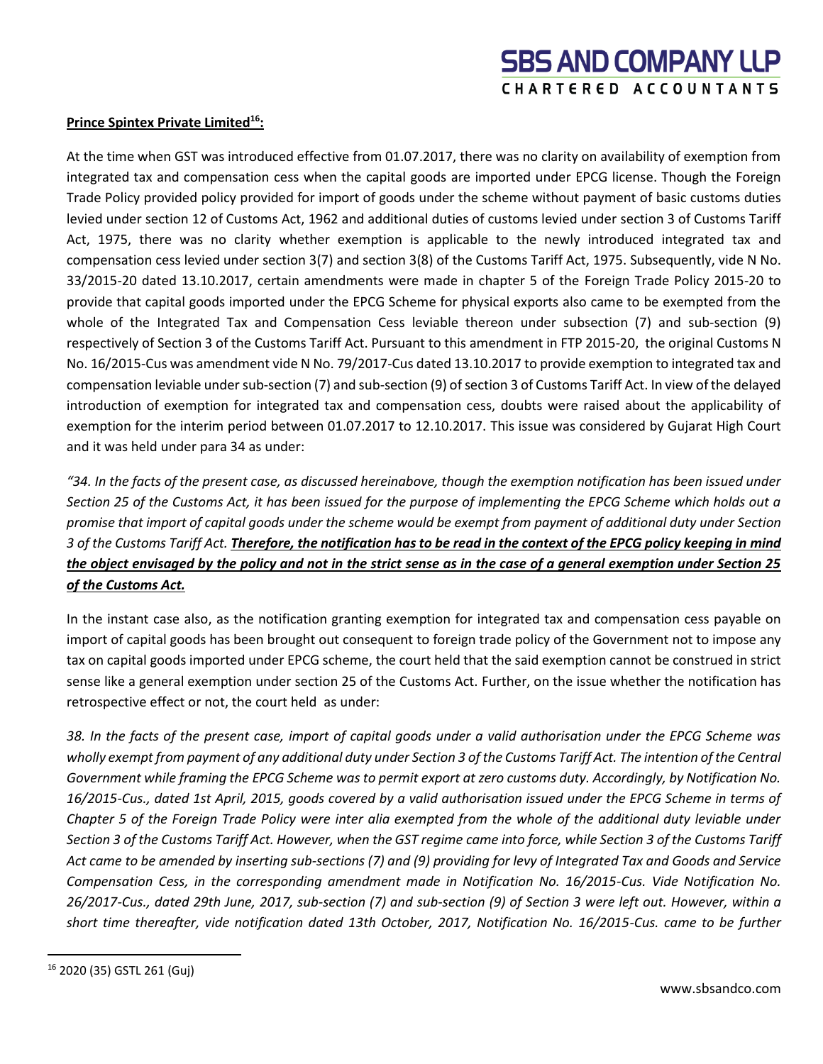**Prince Spintex Private Limited[16]:**

At the time when GST was introduced effective from 01.07.2017, there was no clarity on availability of exemption from integrated tax and compensation cess when the capital goods are imported under EPCG license. Though the Foreign Trade Policy provided policy provided for import of goods under the scheme without payment of basic customs duties levied under section 12 of Customs Act, 1962 and additional duties of customs levied under section 3 of Customs Tariff Act, 1975, there was no clarity whether exemption is applicable to the newly introduced integrated tax and compensation cess levied under section 3(7) and section 3(8) of the Customs Tariff Act, 1975. Subsequently, vide N No. 33/2015-20 dated 13.10.2017, certain amendments were made in chapter 5 of the Foreign Trade Policy 2015-20 to provide that capital goods imported under the EPCG Scheme for physical exports also came to be exempted from the whole of the Integrated Tax and Compensation Cess leviable thereon under subsection (7) and sub-section (9) respectively of Section 3 of the Customs Tariff Act. Pursuant to this amendment in FTP 2015-20, the original Customs N No. 16/2015-Cus was amendment vide N No. 79/2017-Cus dated 13.10.2017 to provide exemption to integrated tax and compensation leviable under sub-section (7) and sub-section (9) of section 3 of Customs Tariff Act. In view of the delayed introduction of exemption for integrated tax and compensation cess, doubts were raised about the applicability of exemption for the interim period between 01.07.2017 to 12.10.2017. This issue was considered by Gujarat High Court and it was held under para 34 as under:

*"34. In the facts of the present case, as discussed hereinabove, though the exemption notification has been issued under Section 25 of the Customs Act, it has been issued for the purpose of implementing the EPCG Scheme which holds out a promise that import of capital goods under the scheme would be exempt from payment of additional duty under Section 3 of the Customs Tariff Act.* ***Therefore, the notification has to be read in the context of the EPCG policy keeping in mind the object envisaged by the policy and not in the strict sense as in the case of a general exemption under Section 25 of the Customs Act.***

In the instant case also, as the notification granting exemption for integrated tax and compensation cess payable on import of capital goods has been brought out consequent to foreign trade policy of the Government not to impose any tax on capital goods imported under EPCG scheme, the court held that the said exemption cannot be construed in strict sense like a general exemption under section 25 of the Customs Act. Further, on the issue whether the notification has retrospective effect or not, the court held as under:

*38. In the facts of the present case, import of capital goods under a valid authorisation under the EPCG Scheme was wholly exempt from payment of any additional duty under Section 3 of the Customs Tariff Act. The intention of the Central Government while framing the EPCG Scheme was to permit export at zero customs duty. Accordingly, by Notification No. 16/2015-Cus., dated 1st April, 2015, goods covered by a valid authorisation issued under the EPCG Scheme in terms of Chapter 5 of the Foreign Trade Policy were inter alia exempted from the whole of the additional duty leviable under Section 3 of the Customs Tariff Act. However, when the GST regime came into force, while Section 3 of the Customs Tariff Act came to be amended by inserting sub-sections (7) and (9) providing for levy of Integrated Tax and Goods and Service Compensation Cess, in the corresponding amendment made in Notification No. 16/2015-Cus. Vide Notification No. 26/2017-Cus., dated 29th June, 2017, sub-section (7) and sub-section (9) of Section 3 were left out. However, within a short time thereafter, vide notification dated 13th October, 2017, Notification No. 16/2015-Cus. came to be further*

[16] 2020 (35) GSTL 261 (Guj)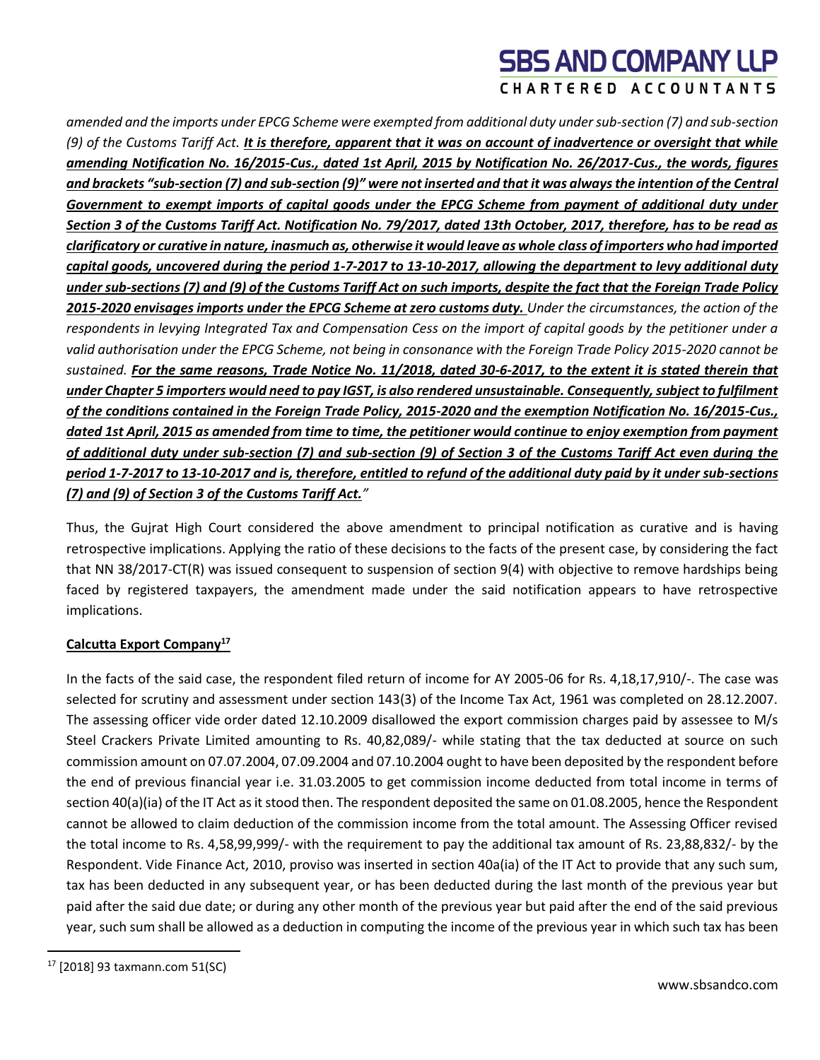*amended and the imports under EPCG Scheme were exempted from additional duty under sub-section (7) and sub-section (9) of the Customs Tariff Act.* ***<u>It is therefore, apparent that it was on account of inadvertence or oversight that while amending Notification No. 16/2015-Cus., dated 1st April, 2015 by Notification No. 26/2017-Cus., the words, figures and brackets "sub-section (7) and sub-section (9)" were not inserted and that it was always the intention of the Central Government to exempt imports of capital goods under the EPCG Scheme from payment of additional duty under Section 3 of the Customs Tariff Act. Notification No. 79/2017, dated 13th October, 2017, therefore, has to be read as clarificatory or curative in nature, inasmuch as, otherwise it would leave as whole class of importers who had imported capital goods, uncovered during the period 1-7-2017 to 13-10-2017, allowing the department to levy additional duty under sub-sections (7) and (9) of the Customs Tariff Act on such imports, despite the fact that the Foreign Trade Policy 2015-2020 envisages imports under the EPCG Scheme at zero customs duty.</u>*** *Under the circumstances, the action of the respondents in levying Integrated Tax and Compensation Cess on the import of capital goods by the petitioner under a valid authorisation under the EPCG Scheme, not being in consonance with the Foreign Trade Policy 2015-2020 cannot be sustained.* ***<u>For the same reasons, Trade Notice No. 11/2018, dated 30-6-2017, to the extent it is stated therein that under Chapter 5 importers would need to pay IGST, is also rendered unsustainable. Consequently, subject to fulfilment of the conditions contained in the Foreign Trade Policy, 2015-2020 and the exemption Notification No. 16/2015-Cus., dated 1st April, 2015 as amended from time to time, the petitioner would continue to enjoy exemption from payment of additional duty under sub-section (7) and sub-section (9) of Section 3 of the Customs Tariff Act even during the period 1-7-2017 to 13-10-2017 and is, therefore, entitled to refund of the additional duty paid by it under sub-sections (7) and (9) of Section 3 of the Customs Tariff Act.</u>***"

Thus, the Gujrat High Court considered the above amendment to principal notification as curative and is having retrospective implications. Applying the ratio of these decisions to the facts of the present case, by considering the fact that NN 38/2017-CT(R) was issued consequent to suspension of section 9(4) with objective to remove hardships being faced by registered taxpayers, the amendment made under the said notification appears to have retrospective implications.

**<u>Calcutta Export Company</u>**[17]

In the facts of the said case, the respondent filed return of income for AY 2005-06 for Rs. 4,18,17,910/-. The case was selected for scrutiny and assessment under section 143(3) of the Income Tax Act, 1961 was completed on 28.12.2007. The assessing officer vide order dated 12.10.2009 disallowed the export commission charges paid by assessee to M/s Steel Crackers Private Limited amounting to Rs. 40,82,089/- while stating that the tax deducted at source on such commission amount on 07.07.2004, 07.09.2004 and 07.10.2004 ought to have been deposited by the respondent before the end of previous financial year i.e. 31.03.2005 to get commission income deducted from total income in terms of section 40(a)(ia) of the IT Act as it stood then. The respondent deposited the same on 01.08.2005, hence the Respondent cannot be allowed to claim deduction of the commission income from the total amount. The Assessing Officer revised the total income to Rs. 4,58,99,999/- with the requirement to pay the additional tax amount of Rs. 23,88,832/- by the Respondent. Vide Finance Act, 2010, proviso was inserted in section 40a(ia) of the IT Act to provide that any such sum, tax has been deducted in any subsequent year, or has been deducted during the last month of the previous year but paid after the said due date; or during any other month of the previous year but paid after the end of the said previous year, such sum shall be allowed as a deduction in computing the income of the previous year in which such tax has been

[17] [2018] 93 taxmann.com 51(SC)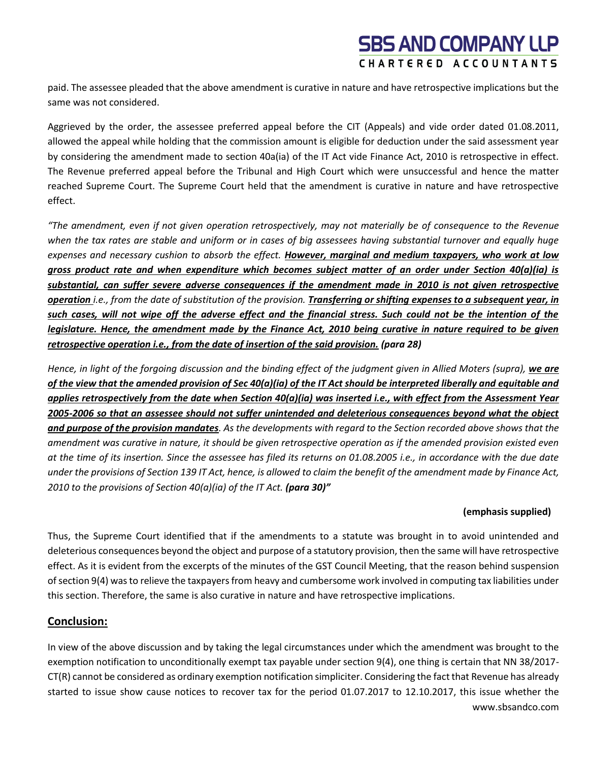paid. The assessee pleaded that the above amendment is curative in nature and have retrospective implications but the same was not considered.

Aggrieved by the order, the assessee preferred appeal before the CIT (Appeals) and vide order dated 01.08.2011, allowed the appeal while holding that the commission amount is eligible for deduction under the said assessment year by considering the amendment made to section 40a(ia) of the IT Act vide Finance Act, 2010 is retrospective in effect. The Revenue preferred appeal before the Tribunal and High Court which were unsuccessful and hence the matter reached Supreme Court. The Supreme Court held that the amendment is curative in nature and have retrospective effect.

*"The amendment, even if not given operation retrospectively, may not materially be of consequence to the Revenue when the tax rates are stable and uniform or in cases of big assessees having substantial turnover and equally huge expenses and necessary cushion to absorb the effect.* ***However, marginal and medium taxpayers, who work at low gross product rate and when expenditure which becomes subject matter of an order under Section 40(a)(ia) is substantial, can suffer severe adverse consequences if the amendment made in 2010 is not given retrospective operation*** *i.e., from the date of substitution of the provision.* ***Transferring or shifting expenses to a subsequent year, in such cases, will not wipe off the adverse effect and the financial stress. Such could not be the intention of the legislature. Hence, the amendment made by the Finance Act, 2010 being curative in nature required to be given retrospective operation i.e., from the date of insertion of the said provision. (para 28)***

*Hence, in light of the forgoing discussion and the binding effect of the judgment given in Allied Moters (supra),* ***we are of the view that the amended provision of Sec 40(a)(ia) of the IT Act should be interpreted liberally and equitable and applies retrospectively from the date when Section 40(a)(ia) was inserted i.e., with effect from the Assessment Year 2005-2006 so that an assessee should not suffer unintended and deleterious consequences beyond what the object and purpose of the provision mandates****. As the developments with regard to the Section recorded above shows that the amendment was curative in nature, it should be given retrospective operation as if the amended provision existed even at the time of its insertion. Since the assessee has filed its returns on 01.08.2005 i.e., in accordance with the due date under the provisions of Section 139 IT Act, hence, is allowed to claim the benefit of the amendment made by Finance Act, 2010 to the provisions of Section 40(a)(ia) of the IT Act.* ***(para 30)"***

**(emphasis supplied)**

Thus, the Supreme Court identified that if the amendments to a statute was brought in to avoid unintended and deleterious consequences beyond the object and purpose of a statutory provision, then the same will have retrospective effect. As it is evident from the excerpts of the minutes of the GST Council Meeting, that the reason behind suspension of section 9(4) was to relieve the taxpayers from heavy and cumbersome work involved in computing tax liabilities under this section. Therefore, the same is also curative in nature and have retrospective implications.

## Conclusion:

In view of the above discussion and by taking the legal circumstances under which the amendment was brought to the exemption notification to unconditionally exempt tax payable under section 9(4), one thing is certain that NN 38/2017-CT(R) cannot be considered as ordinary exemption notification simpliciter. Considering the fact that Revenue has already started to issue show cause notices to recover tax for the period 01.07.2017 to 12.10.2017, this issue whether the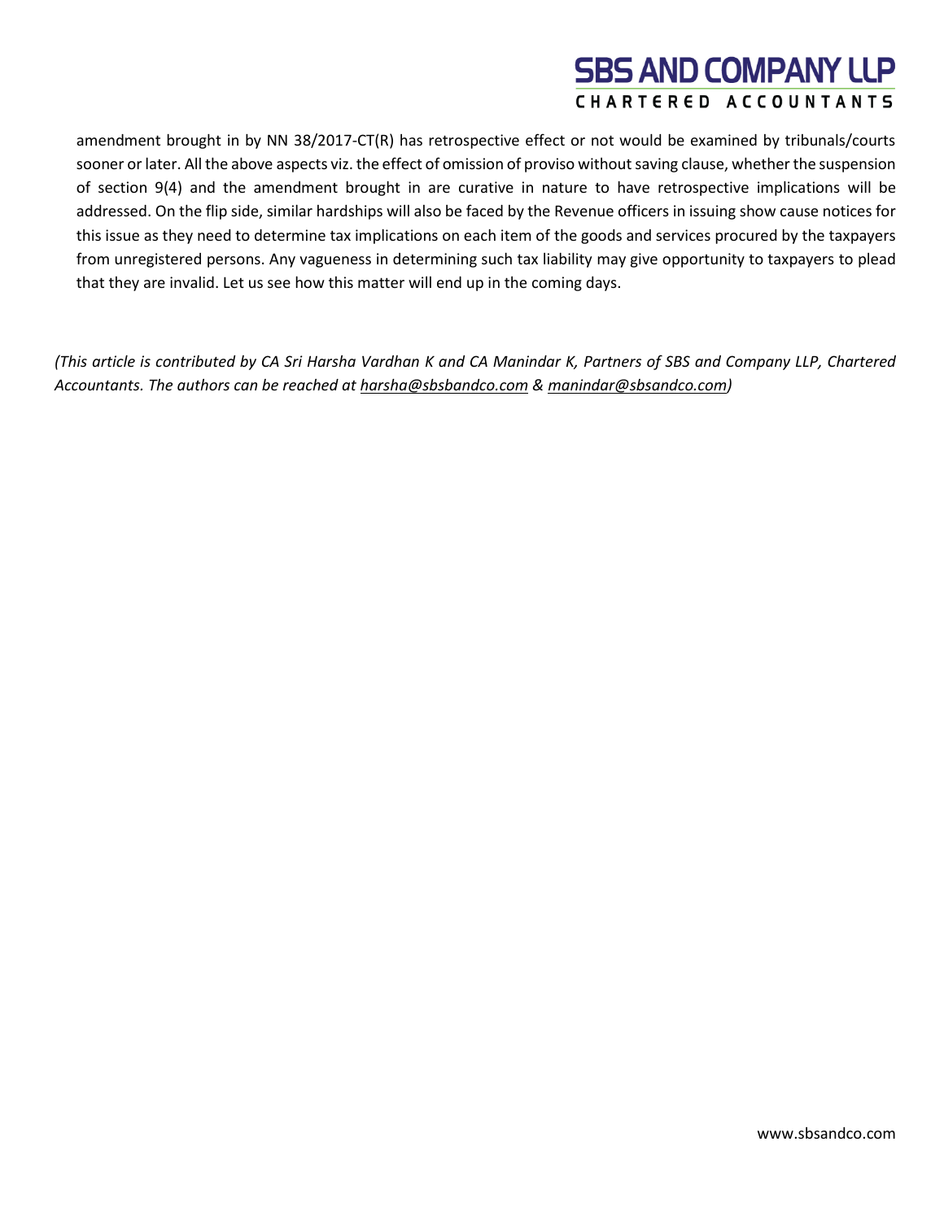amendment brought in by NN 38/2017-CT(R) has retrospective effect or not would be examined by tribunals/courts sooner or later. All the above aspects viz. the effect of omission of proviso without saving clause, whether the suspension of section 9(4) and the amendment brought in are curative in nature to have retrospective implications will be addressed. On the flip side, similar hardships will also be faced by the Revenue officers in issuing show cause notices for this issue as they need to determine tax implications on each item of the goods and services procured by the taxpayers from unregistered persons. Any vagueness in determining such tax liability may give opportunity to taxpayers to plead that they are invalid. Let us see how this matter will end up in the coming days.

*(This article is contributed by CA Sri Harsha Vardhan K and CA Manindar K, Partners of SBS and Company LLP, Chartered Accountants. The authors can be reached at harsha@sbsbandco.com & manindar@sbsandco.com)*